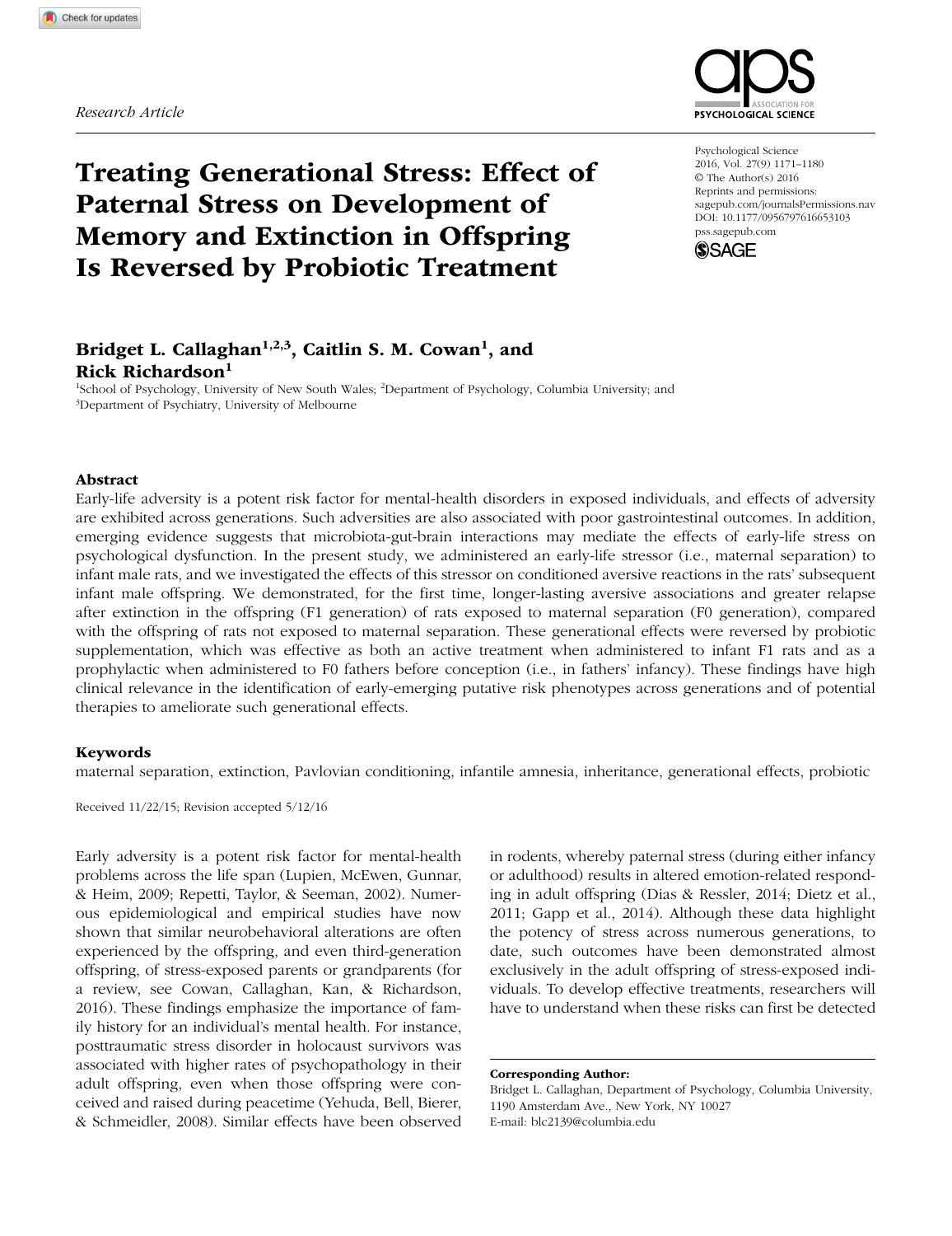*Research Article*

# Treating Generational Stress: Effect of Paternal Stress on Development of Memory and Extinction in Offspring Is Reversed by Probiotic Treatment

Psychological Science
2016, Vol. 27(9) 1171–1180
© The Author(s) 2016
Reprints and permissions: sagepub.com/journalsPermissions.nav
DOI: 10.1177/0956797616653103
pss.sagepub.com

**Bridget L. Callaghan[1,2,3], Caitlin S. M. Cowan[1], and Rick Richardson[1]**

[1]School of Psychology, University of New South Wales; [2]Department of Psychology, Columbia University; and [3]Department of Psychiatry, University of Melbourne

## Abstract

Early-life adversity is a potent risk factor for mental-health disorders in exposed individuals, and effects of adversity are exhibited across generations. Such adversities are also associated with poor gastrointestinal outcomes. In addition, emerging evidence suggests that microbiota-gut-brain interactions may mediate the effects of early-life stress on psychological dysfunction. In the present study, we administered an early-life stressor (i.e., maternal separation) to infant male rats, and we investigated the effects of this stressor on conditioned aversive reactions in the rats' subsequent infant male offspring. We demonstrated, for the first time, longer-lasting aversive associations and greater relapse after extinction in the offspring (F1 generation) of rats exposed to maternal separation (F0 generation), compared with the offspring of rats not exposed to maternal separation. These generational effects were reversed by probiotic supplementation, which was effective as both an active treatment when administered to infant F1 rats and as a prophylactic when administered to F0 fathers before conception (i.e., in fathers' infancy). These findings have high clinical relevance in the identification of early-emerging putative risk phenotypes across generations and of potential therapies to ameliorate such generational effects.

### Keywords

maternal separation, extinction, Pavlovian conditioning, infantile amnesia, inheritance, generational effects, probiotic

Received 11/22/15; Revision accepted 5/12/16

Early adversity is a potent risk factor for mental-health problems across the life span (Lupien, McEwen, Gunnar, & Heim, 2009; Repetti, Taylor, & Seeman, 2002). Numerous epidemiological and empirical studies have now shown that similar neurobehavioral alterations are often experienced by the offspring, and even third-generation offspring, of stress-exposed parents or grandparents (for a review, see Cowan, Callaghan, Kan, & Richardson, 2016). These findings emphasize the importance of family history for an individual's mental health. For instance, posttraumatic stress disorder in holocaust survivors was associated with higher rates of psychopathology in their adult offspring, even when those offspring were conceived and raised during peacetime (Yehuda, Bell, Bierer, & Schmeidler, 2008). Similar effects have been observed in rodents, whereby paternal stress (during either infancy or adulthood) results in altered emotion-related responding in adult offspring (Dias & Ressler, 2014; Dietz et al., 2011; Gapp et al., 2014). Although these data highlight the potency of stress across numerous generations, to date, such outcomes have been demonstrated almost exclusively in the adult offspring of stress-exposed individuals. To develop effective treatments, researchers will have to understand when these risks can first be detected

**Corresponding Author:**
Bridget L. Callaghan, Department of Psychology, Columbia University, 1190 Amsterdam Ave., New York, NY 10027
E-mail: blc2139@columbia.edu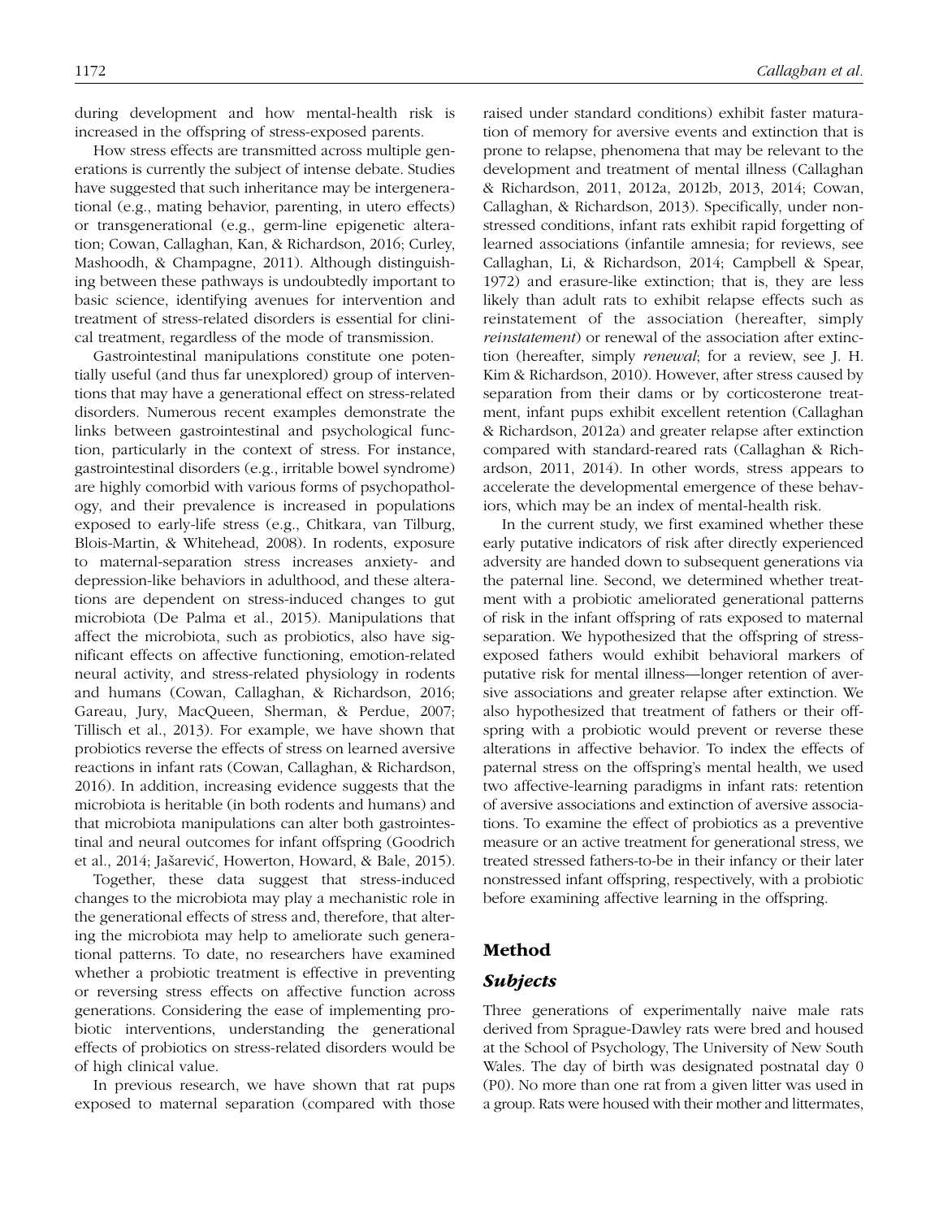during development and how mental-health risk is increased in the offspring of stress-exposed parents.

How stress effects are transmitted across multiple generations is currently the subject of intense debate. Studies have suggested that such inheritance may be intergenerational (e.g., mating behavior, parenting, in utero effects) or transgenerational (e.g., germ-line epigenetic alteration; Cowan, Callaghan, Kan, & Richardson, 2016; Curley, Mashoodh, & Champagne, 2011). Although distinguishing between these pathways is undoubtedly important to basic science, identifying avenues for intervention and treatment of stress-related disorders is essential for clinical treatment, regardless of the mode of transmission.

Gastrointestinal manipulations constitute one potentially useful (and thus far unexplored) group of interventions that may have a generational effect on stress-related disorders. Numerous recent examples demonstrate the links between gastrointestinal and psychological function, particularly in the context of stress. For instance, gastrointestinal disorders (e.g., irritable bowel syndrome) are highly comorbid with various forms of psychopathology, and their prevalence is increased in populations exposed to early-life stress (e.g., Chitkara, van Tilburg, Blois-Martin, & Whitehead, 2008). In rodents, exposure to maternal-separation stress increases anxiety- and depression-like behaviors in adulthood, and these alterations are dependent on stress-induced changes to gut microbiota (De Palma et al., 2015). Manipulations that affect the microbiota, such as probiotics, also have significant effects on affective functioning, emotion-related neural activity, and stress-related physiology in rodents and humans (Cowan, Callaghan, & Richardson, 2016; Gareau, Jury, MacQueen, Sherman, & Perdue, 2007; Tillisch et al., 2013). For example, we have shown that probiotics reverse the effects of stress on learned aversive reactions in infant rats (Cowan, Callaghan, & Richardson, 2016). In addition, increasing evidence suggests that the microbiota is heritable (in both rodents and humans) and that microbiota manipulations can alter both gastrointestinal and neural outcomes for infant offspring (Goodrich et al., 2014; Jašarević, Howerton, Howard, & Bale, 2015).

Together, these data suggest that stress-induced changes to the microbiota may play a mechanistic role in the generational effects of stress and, therefore, that altering the microbiota may help to ameliorate such generational patterns. To date, no researchers have examined whether a probiotic treatment is effective in preventing or reversing stress effects on affective function across generations. Considering the ease of implementing probiotic interventions, understanding the generational effects of probiotics on stress-related disorders would be of high clinical value.

In previous research, we have shown that rat pups exposed to maternal separation (compared with those raised under standard conditions) exhibit faster maturation of memory for aversive events and extinction that is prone to relapse, phenomena that may be relevant to the development and treatment of mental illness (Callaghan & Richardson, 2011, 2012a, 2012b, 2013, 2014; Cowan, Callaghan, & Richardson, 2013). Specifically, under nonstressed conditions, infant rats exhibit rapid forgetting of learned associations (infantile amnesia; for reviews, see Callaghan, Li, & Richardson, 2014; Campbell & Spear, 1972) and erasure-like extinction; that is, they are less likely than adult rats to exhibit relapse effects such as reinstatement of the association (hereafter, simply *reinstatement*) or renewal of the association after extinction (hereafter, simply *renewal*; for a review, see J. H. Kim & Richardson, 2010). However, after stress caused by separation from their dams or by corticosterone treatment, infant pups exhibit excellent retention (Callaghan & Richardson, 2012a) and greater relapse after extinction compared with standard-reared rats (Callaghan & Richardson, 2011, 2014). In other words, stress appears to accelerate the developmental emergence of these behaviors, which may be an index of mental-health risk.

In the current study, we first examined whether these early putative indicators of risk after directly experienced adversity are handed down to subsequent generations via the paternal line. Second, we determined whether treatment with a probiotic ameliorated generational patterns of risk in the infant offspring of rats exposed to maternal separation. We hypothesized that the offspring of stress-exposed fathers would exhibit behavioral markers of putative risk for mental illness—longer retention of aversive associations and greater relapse after extinction. We also hypothesized that treatment of fathers or their offspring with a probiotic would prevent or reverse these alterations in affective behavior. To index the effects of paternal stress on the offspring's mental health, we used two affective-learning paradigms in infant rats: retention of aversive associations and extinction of aversive associations. To examine the effect of probiotics as a preventive measure or an active treatment for generational stress, we treated stressed fathers-to-be in their infancy or their later nonstressed infant offspring, respectively, with a probiotic before examining affective learning in the offspring.

## Method

### Subjects

Three generations of experimentally naive male rats derived from Sprague-Dawley rats were bred and housed at the School of Psychology, The University of New South Wales. The day of birth was designated postnatal day 0 (P0). No more than one rat from a given litter was used in a group. Rats were housed with their mother and littermates,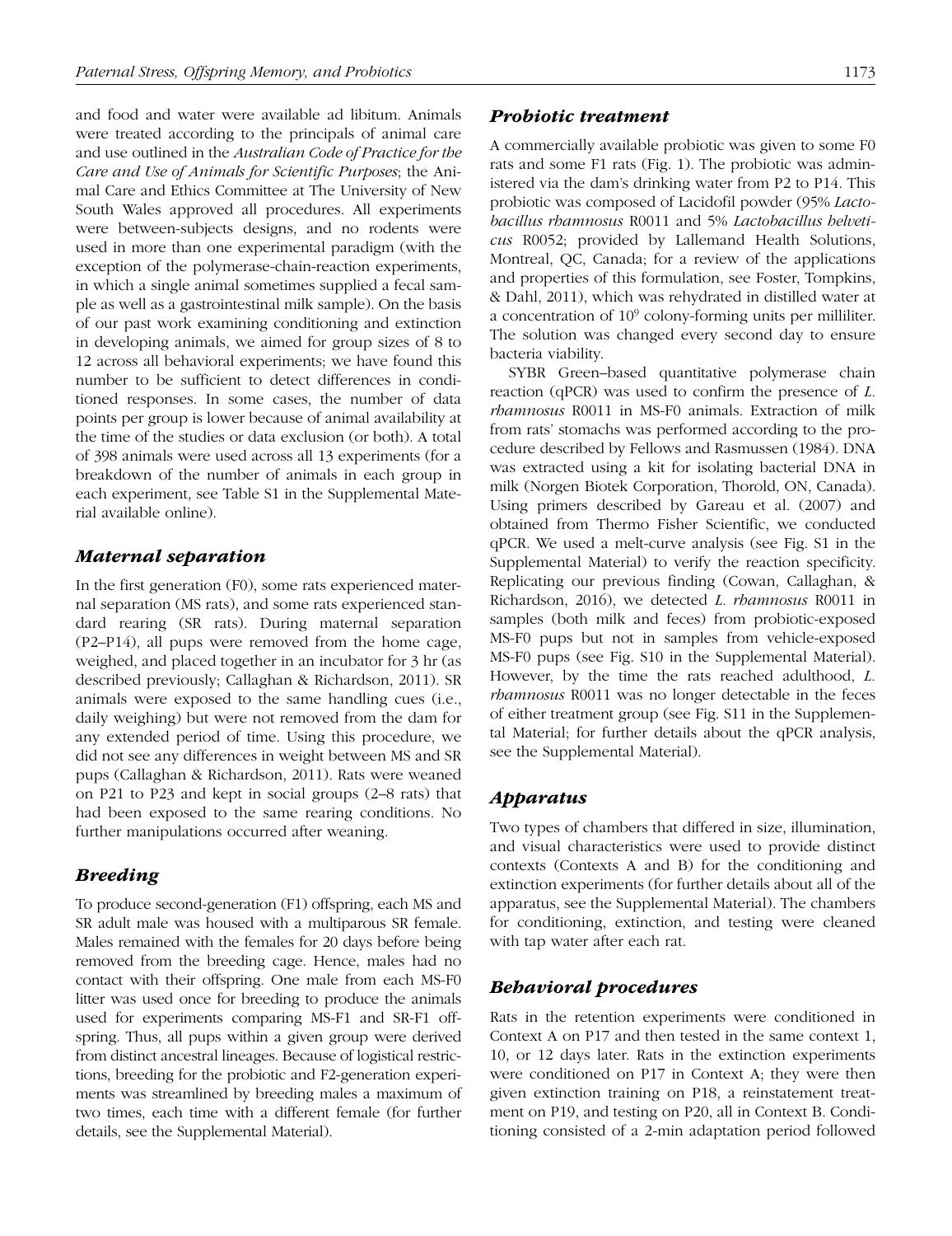and food and water were available ad libitum. Animals were treated according to the principals of animal care and use outlined in the *Australian Code of Practice for the Care and Use of Animals for Scientific Purposes*; the Animal Care and Ethics Committee at The University of New South Wales approved all procedures. All experiments were between-subjects designs, and no rodents were used in more than one experimental paradigm (with the exception of the polymerase-chain-reaction experiments, in which a single animal sometimes supplied a fecal sample as well as a gastrointestinal milk sample). On the basis of our past work examining conditioning and extinction in developing animals, we aimed for group sizes of 8 to 12 across all behavioral experiments; we have found this number to be sufficient to detect differences in conditioned responses. In some cases, the number of data points per group is lower because of animal availability at the time of the studies or data exclusion (or both). A total of 398 animals were used across all 13 experiments (for a breakdown of the number of animals in each group in each experiment, see Table S1 in the Supplemental Material available online).

### *Maternal separation*

In the first generation (F0), some rats experienced maternal separation (MS rats), and some rats experienced standard rearing (SR rats). During maternal separation (P2–P14), all pups were removed from the home cage, weighed, and placed together in an incubator for 3 hr (as described previously; Callaghan & Richardson, 2011). SR animals were exposed to the same handling cues (i.e., daily weighing) but were not removed from the dam for any extended period of time. Using this procedure, we did not see any differences in weight between MS and SR pups (Callaghan & Richardson, 2011). Rats were weaned on P21 to P23 and kept in social groups (2–8 rats) that had been exposed to the same rearing conditions. No further manipulations occurred after weaning.

### *Breeding*

To produce second-generation (F1) offspring, each MS and SR adult male was housed with a multiparous SR female. Males remained with the females for 20 days before being removed from the breeding cage. Hence, males had no contact with their offspring. One male from each MS-F0 litter was used once for breeding to produce the animals used for experiments comparing MS-F1 and SR-F1 offspring. Thus, all pups within a given group were derived from distinct ancestral lineages. Because of logistical restrictions, breeding for the probiotic and F2-generation experiments was streamlined by breeding males a maximum of two times, each time with a different female (for further details, see the Supplemental Material).

### *Probiotic treatment*

A commercially available probiotic was given to some F0 rats and some F1 rats (Fig. 1). The probiotic was administered via the dam's drinking water from P2 to P14. This probiotic was composed of Lacidofil powder (95% *Lactobacillus rhamnosus* R0011 and 5% *Lactobacillus helveticus* R0052; provided by Lallemand Health Solutions, Montreal, QC, Canada; for a review of the applications and properties of this formulation, see Foster, Tompkins, & Dahl, 2011), which was rehydrated in distilled water at a concentration of $10^9$ colony-forming units per milliliter. The solution was changed every second day to ensure bacteria viability.

SYBR Green–based quantitative polymerase chain reaction (qPCR) was used to confirm the presence of *L. rhamnosus* R0011 in MS-F0 animals. Extraction of milk from rats' stomachs was performed according to the procedure described by Fellows and Rasmussen (1984). DNA was extracted using a kit for isolating bacterial DNA in milk (Norgen Biotek Corporation, Thorold, ON, Canada). Using primers described by Gareau et al. (2007) and obtained from Thermo Fisher Scientific, we conducted qPCR. We used a melt-curve analysis (see Fig. S1 in the Supplemental Material) to verify the reaction specificity. Replicating our previous finding (Cowan, Callaghan, & Richardson, 2016), we detected *L. rhamnosus* R0011 in samples (both milk and feces) from probiotic-exposed MS-F0 pups but not in samples from vehicle-exposed MS-F0 pups (see Fig. S10 in the Supplemental Material). However, by the time the rats reached adulthood, *L. rhamnosus* R0011 was no longer detectable in the feces of either treatment group (see Fig. S11 in the Supplemental Material; for further details about the qPCR analysis, see the Supplemental Material).

### *Apparatus*

Two types of chambers that differed in size, illumination, and visual characteristics were used to provide distinct contexts (Contexts A and B) for the conditioning and extinction experiments (for further details about all of the apparatus, see the Supplemental Material). The chambers for conditioning, extinction, and testing were cleaned with tap water after each rat.

### *Behavioral procedures*

Rats in the retention experiments were conditioned in Context A on P17 and then tested in the same context 1, 10, or 12 days later. Rats in the extinction experiments were conditioned on P17 in Context A; they were then given extinction training on P18, a reinstatement treatment on P19, and testing on P20, all in Context B. Conditioning consisted of a 2-min adaptation period followed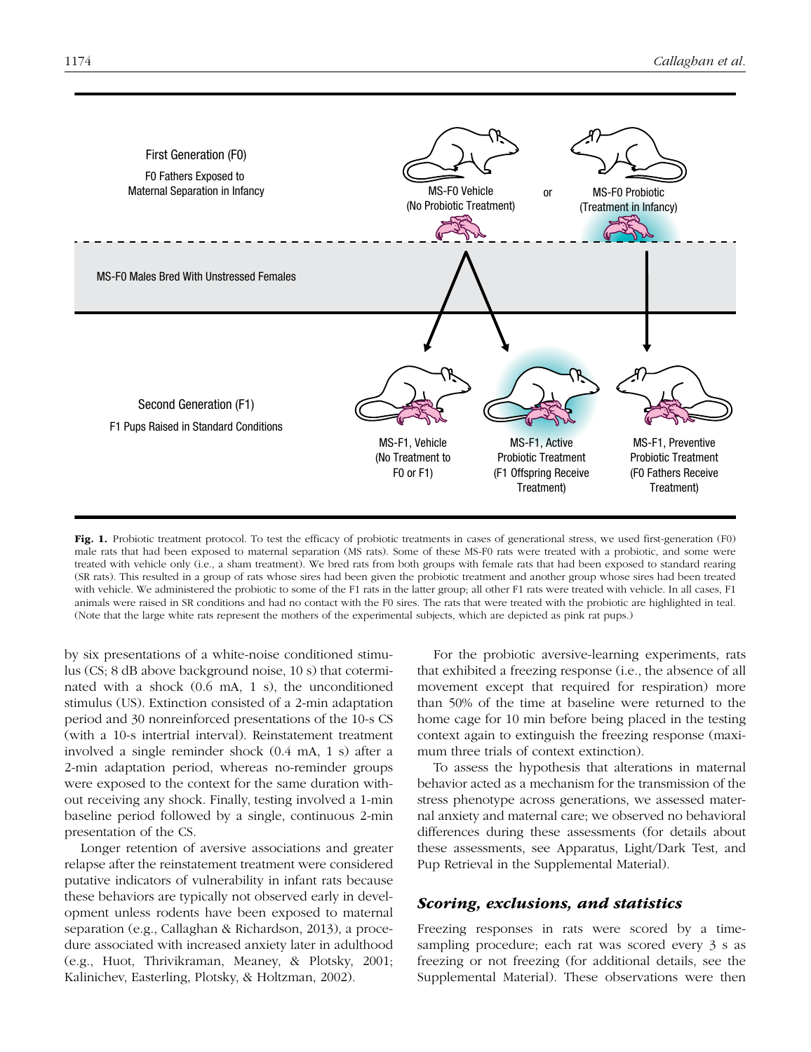First Generation (F0)

F0 Fathers Exposed to Maternal Separation in Infancy

MS-F0 Vehicle (No Probiotic Treatment) or MS-F0 Probiotic (Treatment in Infancy)

MS-F0 Males Bred With Unstressed Females

Second Generation (F1)

F1 Pups Raised in Standard Conditions

MS-F1, Vehicle (No Treatment to F0 or F1)

MS-F1, Active Probiotic Treatment (F1 Offspring Receive Treatment)

MS-F1, Preventive Probiotic Treatment (F0 Fathers Receive Treatment)

**Fig. 1.** Probiotic treatment protocol. To test the efficacy of probiotic treatments in cases of generational stress, we used first-generation (F0) male rats that had been exposed to maternal separation (MS rats). Some of these MS-F0 rats were treated with a probiotic, and some were treated with vehicle only (i.e., a sham treatment). We bred rats from both groups with female rats that had been exposed to standard rearing (SR rats). This resulted in a group of rats whose sires had been given the probiotic treatment and another group whose sires had been treated with vehicle. We administered the probiotic to some of the F1 rats in the latter group; all other F1 rats were treated with vehicle. In all cases, F1 animals were raised in SR conditions and had no contact with the F0 sires. The rats that were treated with the probiotic are highlighted in teal. (Note that the large white rats represent the mothers of the experimental subjects, which are depicted as pink rat pups.)

by six presentations of a white-noise conditioned stimulus (CS; 8 dB above background noise, 10 s) that coterminated with a shock (0.6 mA, 1 s), the unconditioned stimulus (US). Extinction consisted of a 2-min adaptation period and 30 nonreinforced presentations of the 10-s CS (with a 10-s intertrial interval). Reinstatement treatment involved a single reminder shock (0.4 mA, 1 s) after a 2-min adaptation period, whereas no-reminder groups were exposed to the context for the same duration without receiving any shock. Finally, testing involved a 1-min baseline period followed by a single, continuous 2-min presentation of the CS.

Longer retention of aversive associations and greater relapse after the reinstatement treatment were considered putative indicators of vulnerability in infant rats because these behaviors are typically not observed early in development unless rodents have been exposed to maternal separation (e.g., Callaghan & Richardson, 2013), a procedure associated with increased anxiety later in adulthood (e.g., Huot, Thrivikraman, Meaney, & Plotsky, 2001; Kalinichev, Easterling, Plotsky, & Holtzman, 2002).

For the probiotic aversive-learning experiments, rats that exhibited a freezing response (i.e., the absence of all movement except that required for respiration) more than 50% of the time at baseline were returned to the home cage for 10 min before being placed in the testing context again to extinguish the freezing response (maximum three trials of context extinction).

To assess the hypothesis that alterations in maternal behavior acted as a mechanism for the transmission of the stress phenotype across generations, we assessed maternal anxiety and maternal care; we observed no behavioral differences during these assessments (for details about these assessments, see Apparatus, Light/Dark Test, and Pup Retrieval in the Supplemental Material).

### *Scoring, exclusions, and statistics*

Freezing responses in rats were scored by a time-sampling procedure; each rat was scored every 3 s as freezing or not freezing (for additional details, see the Supplemental Material). These observations were then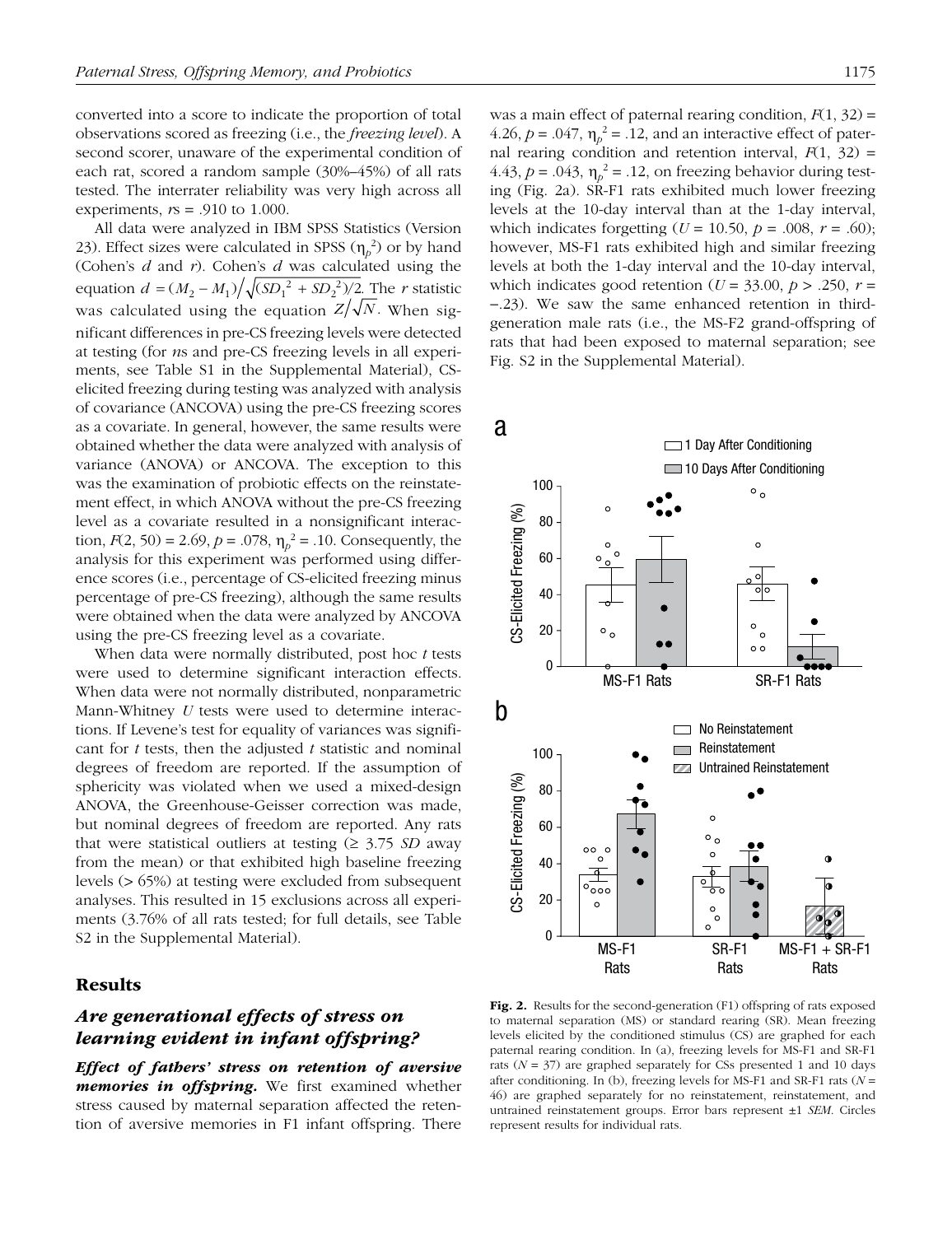converted into a score to indicate the proportion of total observations scored as freezing (i.e., the *freezing level*). A second scorer, unaware of the experimental condition of each rat, scored a random sample (30%–45%) of all rats tested. The interrater reliability was very high across all experiments, *r*s = .910 to 1.000.

All data were analyzed in IBM SPSS Statistics (Version 23). Effect sizes were calculated in SPSS ($\eta_p^2$) or by hand (Cohen's *d* and *r*). Cohen's *d* was calculated using the equation $d = (M_2 - M_1)\big/\sqrt{(SD_1^2 + SD_2^2)/2}$. The *r* statistic was calculated using the equation $Z\big/\sqrt{N}$. When significant differences in pre-CS freezing levels were detected at testing (for *n*s and pre-CS freezing levels in all experiments, see Table S1 in the Supplemental Material), CS-elicited freezing during testing was analyzed with analysis of covariance (ANCOVA) using the pre-CS freezing scores as a covariate. In general, however, the same results were obtained whether the data were analyzed with analysis of variance (ANOVA) or ANCOVA. The exception to this was the examination of probiotic effects on the reinstatement effect, in which ANOVA without the pre-CS freezing level as a covariate resulted in a nonsignificant interaction, $F(2, 50) = 2.69$, $p = .078$, $\eta_p^2 = .10$. Consequently, the analysis for this experiment was performed using difference scores (i.e., percentage of CS-elicited freezing minus percentage of pre-CS freezing), although the same results were obtained when the data were analyzed by ANCOVA using the pre-CS freezing level as a covariate.

When data were normally distributed, post hoc *t* tests were used to determine significant interaction effects. When data were not normally distributed, nonparametric Mann-Whitney *U* tests were used to determine interactions. If Levene's test for equality of variances was significant for *t* tests, then the adjusted *t* statistic and nominal degrees of freedom are reported. If the assumption of sphericity was violated when we used a mixed-design ANOVA, the Greenhouse-Geisser correction was made, but nominal degrees of freedom are reported. Any rats that were statistical outliers at testing (≥ 3.75 *SD* away from the mean) or that exhibited high baseline freezing levels (> 65%) at testing were excluded from subsequent analyses. This resulted in 15 exclusions across all experiments (3.76% of all rats tested; for full details, see Table S2 in the Supplemental Material).

## Results

### *Are generational effects of stress on learning evident in infant offspring?*

***Effect of fathers' stress on retention of aversive memories in offspring.*** We first examined whether stress caused by maternal separation affected the retention of aversive memories in F1 infant offspring. There was a main effect of paternal rearing condition, $F(1, 32) = 4.26$, $p = .047$, $\eta_p^2 = .12$, and an interactive effect of paternal rearing condition and retention interval, $F(1, 32) = 4.43$, $p = .043$, $\eta_p^2 = .12$, on freezing behavior during testing (Fig. 2a). SR-F1 rats exhibited much lower freezing levels at the 10-day interval than at the 1-day interval, which indicates forgetting ($U = 10.50$, $p = .008$, $r = .60$); however, MS-F1 rats exhibited high and similar freezing levels at both the 1-day interval and the 10-day interval, which indicates good retention ($U = 33.00$, $p > .250$, $r = -.23$). We saw the same enhanced retention in third-generation male rats (i.e., the MS-F2 grand-offspring of rats that had been exposed to maternal separation; see Fig. S2 in the Supplemental Material).

**Fig. 2.** Results for the second-generation (F1) offspring of rats exposed to maternal separation (MS) or standard rearing (SR). Mean freezing levels elicited by the conditioned stimulus (CS) are graphed for each paternal rearing condition. In (a), freezing levels for MS-F1 and SR-F1 rats ($N = 37$) are graphed separately for CSs presented 1 and 10 days after conditioning. In (b), freezing levels for MS-F1 and SR-F1 rats ($N = 46$) are graphed separately for no reinstatement, reinstatement, and untrained reinstatement groups. Error bars represent ±1 *SEM*. Circles represent results for individual rats.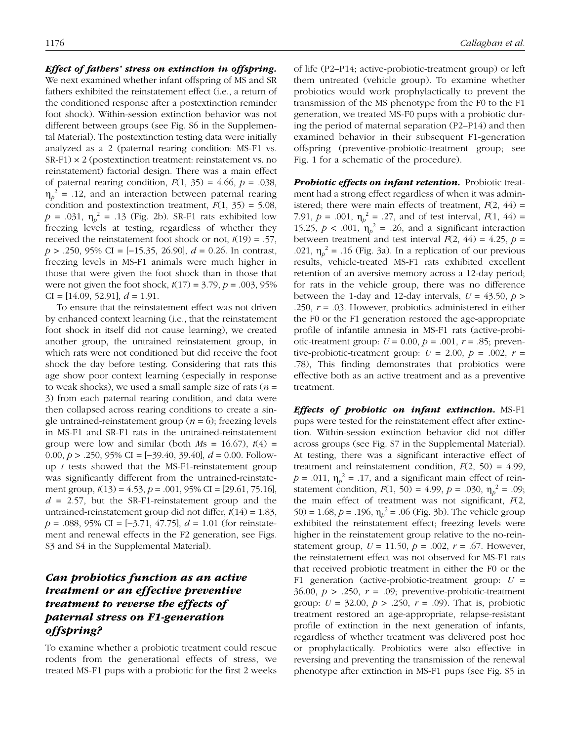***Effect of fathers' stress on extinction in offspring.*** We next examined whether infant offspring of MS and SR fathers exhibited the reinstatement effect (i.e., a return of the conditioned response after a postextinction reminder foot shock). Within-session extinction behavior was not different between groups (see Fig. S6 in the Supplemental Material). The postextinction testing data were initially analyzed as a 2 (paternal rearing condition: MS-F1 vs. SR-F1) × 2 (postextinction treatment: reinstatement vs. no reinstatement) factorial design. There was a main effect of paternal rearing condition, $F(1, 35) = 4.66$, $p = .038$, $\eta_p^2 = .12$, and an interaction between paternal rearing condition and postextinction treatment, $F(1, 35) = 5.08$, $p = .031$, $\eta_p^2 = .13$ (Fig. 2b). SR-F1 rats exhibited low freezing levels at testing, regardless of whether they received the reinstatement foot shock or not, $t(19) = .57$, $p > .250$, 95% CI = [−15.35, 26.90], $d = 0.26$. In contrast, freezing levels in MS-F1 animals were much higher in those that were given the foot shock than in those that were not given the foot shock, $t(17) = 3.79$, $p = .003$, 95% CI = [14.09, 52.91], $d = 1.91$.

To ensure that the reinstatement effect was not driven by enhanced context learning (i.e., that the reinstatement foot shock in itself did not cause learning), we created another group, the untrained reinstatement group, in which rats were not conditioned but did receive the foot shock the day before testing. Considering that rats this age show poor context learning (especially in response to weak shocks), we used a small sample size of rats ($n = 3$) from each paternal rearing condition, and data were then collapsed across rearing conditions to create a single untrained-reinstatement group ($n = 6$); freezing levels in MS-F1 and SR-F1 rats in the untrained-reinstatement group were low and similar (both $M$s = 16.67), $t(4) = 0.00$, $p > .250$, 95% CI = [−39.40, 39.40], $d = 0.00$. Follow-up $t$ tests showed that the MS-F1-reinstatement group was significantly different from the untrained-reinstatement group, $t(13) = 4.53$, $p = .001$, 95% CI = [29.61, 75.16], $d = 2.57$, but the SR-F1-reinstatement group and the untrained-reinstatement group did not differ, $t(14) = 1.83$, $p = .088$, 95% CI = [−3.71, 47.75], $d = 1.01$ (for reinstatement and renewal effects in the F2 generation, see Figs. S3 and S4 in the Supplemental Material).

## *Can probiotics function as an active treatment or an effective preventive treatment to reverse the effects of paternal stress on F1-generation offspring?*

To examine whether a probiotic treatment could rescue rodents from the generational effects of stress, we treated MS-F1 pups with a probiotic for the first 2 weeks of life (P2–P14; active-probiotic-treatment group) or left them untreated (vehicle group). To examine whether probiotics would work prophylactically to prevent the transmission of the MS phenotype from the F0 to the F1 generation, we treated MS-F0 pups with a probiotic during the period of maternal separation (P2–P14) and then examined behavior in their subsequent F1-generation offspring (preventive-probiotic-treatment group; see Fig. 1 for a schematic of the procedure).

***Probiotic effects on infant retention.*** Probiotic treatment had a strong effect regardless of when it was administered; there were main effects of treatment, $F(2, 44) = 7.91$, $p = .001$, $\eta_p^2 = .27$, and of test interval, $F(1, 44) = 15.25$, $p < .001$, $\eta_p^2 = .26$, and a significant interaction between treatment and test interval $F(2, 44) = 4.25$, $p = .021$, $\eta_p^2 = .16$ (Fig. 3a). In a replication of our previous results, vehicle-treated MS-F1 rats exhibited excellent retention of an aversive memory across a 12-day period; for rats in the vehicle group, there was no difference between the 1-day and 12-day intervals, $U = 43.50$, $p > .250$, $r = .03$. However, probiotics administered in either the F0 or the F1 generation restored the age-appropriate profile of infantile amnesia in MS-F1 rats (active-probiotic-treatment group: $U = 0.00$, $p = .001$, $r = .85$; preventive-probiotic-treatment group: $U = 2.00$, $p = .002$, $r = .78$), This finding demonstrates that probiotics were effective both as an active treatment and as a preventive treatment.

***Effects of probiotic on infant extinction.*** MS-F1 pups were tested for the reinstatement effect after extinction. Within-session extinction behavior did not differ across groups (see Fig. S7 in the Supplemental Material). At testing, there was a significant interactive effect of treatment and reinstatement condition, $F(2, 50) = 4.99$, $p = .011$, $\eta_p^2 = .17$, and a significant main effect of reinstatement condition, $F(1, 50) = 4.99$, $p = .030$, $\eta_p^2 = .09$; the main effect of treatment was not significant, $F(2, 50) = 1.68$, $p = .196$, $\eta_p^2 = .06$ (Fig. 3b). The vehicle group exhibited the reinstatement effect; freezing levels were higher in the reinstatement group relative to the no-reinstatement group, $U = 11.50$, $p = .002$, $r = .67$. However, the reinstatement effect was not observed for MS-F1 rats that received probiotic treatment in either the F0 or the F1 generation (active-probiotic-treatment group: $U = 36.00$, $p > .250$, $r = .09$; preventive-probiotic-treatment group: $U = 32.00$, $p > .250$, $r = .09$). That is, probiotic treatment restored an age-appropriate, relapse-resistant profile of extinction in the next generation of infants, regardless of whether treatment was delivered post hoc or prophylactically. Probiotics were also effective in reversing and preventing the transmission of the renewal phenotype after extinction in MS-F1 pups (see Fig. S5 in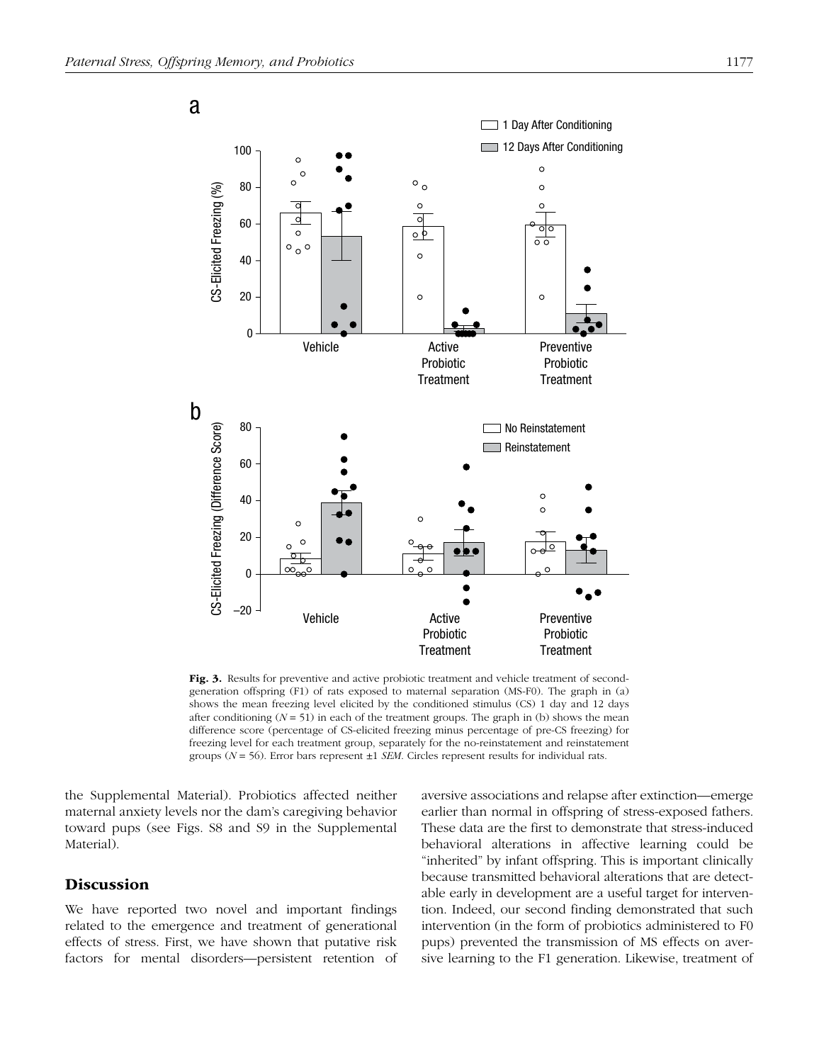**Fig. 3.** Results for preventive and active probiotic treatment and vehicle treatment of second-generation offspring (F1) of rats exposed to maternal separation (MS-F0). The graph in (a) shows the mean freezing level elicited by the conditioned stimulus (CS) 1 day and 12 days after conditioning ($N = 51$) in each of the treatment groups. The graph in (b) shows the mean difference score (percentage of CS-elicited freezing minus percentage of pre-CS freezing) for freezing level for each treatment group, separately for the no-reinstatement and reinstatement groups ($N = 56$). Error bars represent ±1 *SEM*. Circles represent results for individual rats.

the Supplemental Material). Probiotics affected neither maternal anxiety levels nor the dam's caregiving behavior toward pups (see Figs. S8 and S9 in the Supplemental Material).

## Discussion

We have reported two novel and important findings related to the emergence and treatment of generational effects of stress. First, we have shown that putative risk factors for mental disorders—persistent retention of aversive associations and relapse after extinction—emerge earlier than normal in offspring of stress-exposed fathers. These data are the first to demonstrate that stress-induced behavioral alterations in affective learning could be "inherited" by infant offspring. This is important clinically because transmitted behavioral alterations that are detectable early in development are a useful target for intervention. Indeed, our second finding demonstrated that such intervention (in the form of probiotics administered to F0 pups) prevented the transmission of MS effects on aversive learning to the F1 generation. Likewise, treatment of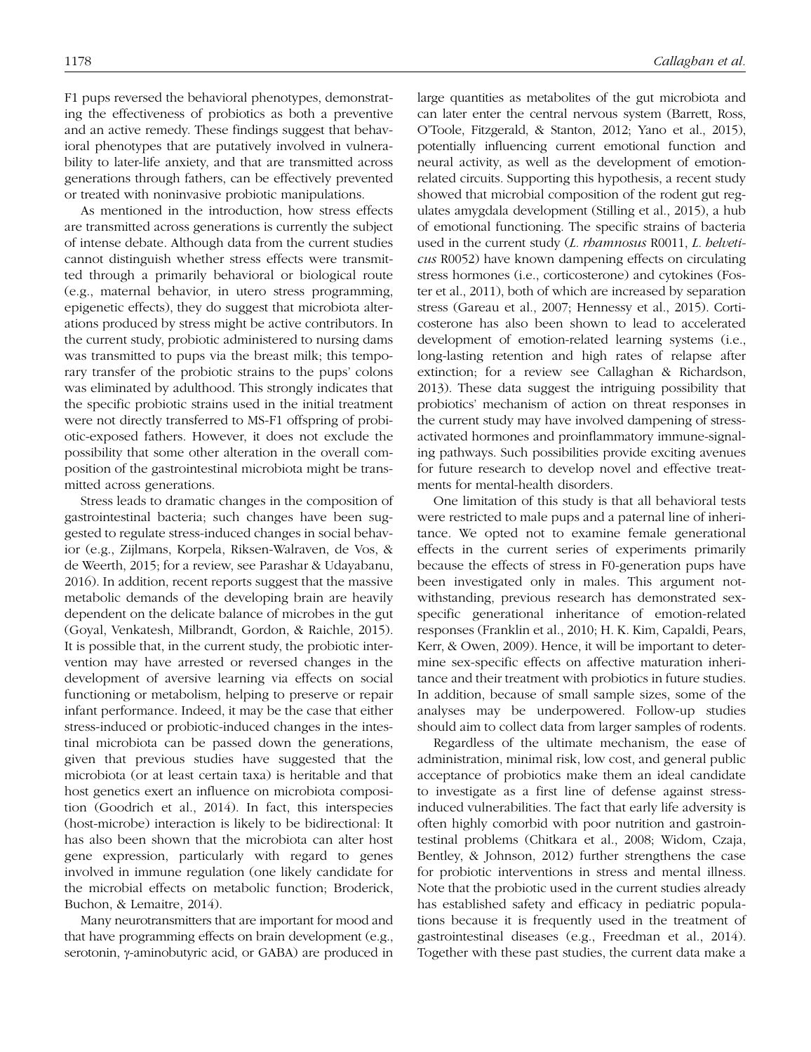F1 pups reversed the behavioral phenotypes, demonstrating the effectiveness of probiotics as both a preventive and an active remedy. These findings suggest that behavioral phenotypes that are putatively involved in vulnerability to later-life anxiety, and that are transmitted across generations through fathers, can be effectively prevented or treated with noninvasive probiotic manipulations.

As mentioned in the introduction, how stress effects are transmitted across generations is currently the subject of intense debate. Although data from the current studies cannot distinguish whether stress effects were transmitted through a primarily behavioral or biological route (e.g., maternal behavior, in utero stress programming, epigenetic effects), they do suggest that microbiota alterations produced by stress might be active contributors. In the current study, probiotic administered to nursing dams was transmitted to pups via the breast milk; this temporary transfer of the probiotic strains to the pups' colons was eliminated by adulthood. This strongly indicates that the specific probiotic strains used in the initial treatment were not directly transferred to MS-F1 offspring of probiotic-exposed fathers. However, it does not exclude the possibility that some other alteration in the overall composition of the gastrointestinal microbiota might be transmitted across generations.

Stress leads to dramatic changes in the composition of gastrointestinal bacteria; such changes have been suggested to regulate stress-induced changes in social behavior (e.g., Zijlmans, Korpela, Riksen-Walraven, de Vos, & de Weerth, 2015; for a review, see Parashar & Udayabanu, 2016). In addition, recent reports suggest that the massive metabolic demands of the developing brain are heavily dependent on the delicate balance of microbes in the gut (Goyal, Venkatesh, Milbrandt, Gordon, & Raichle, 2015). It is possible that, in the current study, the probiotic intervention may have arrested or reversed changes in the development of aversive learning via effects on social functioning or metabolism, helping to preserve or repair infant performance. Indeed, it may be the case that either stress-induced or probiotic-induced changes in the intestinal microbiota can be passed down the generations, given that previous studies have suggested that the microbiota (or at least certain taxa) is heritable and that host genetics exert an influence on microbiota composition (Goodrich et al., 2014). In fact, this interspecies (host-microbe) interaction is likely to be bidirectional: It has also been shown that the microbiota can alter host gene expression, particularly with regard to genes involved in immune regulation (one likely candidate for the microbial effects on metabolic function; Broderick, Buchon, & Lemaitre, 2014).

Many neurotransmitters that are important for mood and that have programming effects on brain development (e.g., serotonin, γ-aminobutyric acid, or GABA) are produced in large quantities as metabolites of the gut microbiota and can later enter the central nervous system (Barrett, Ross, O'Toole, Fitzgerald, & Stanton, 2012; Yano et al., 2015), potentially influencing current emotional function and neural activity, as well as the development of emotion-related circuits. Supporting this hypothesis, a recent study showed that microbial composition of the rodent gut regulates amygdala development (Stilling et al., 2015), a hub of emotional functioning. The specific strains of bacteria used in the current study (*L. rhamnosus* R0011, *L. helveticus* R0052) have known dampening effects on circulating stress hormones (i.e., corticosterone) and cytokines (Foster et al., 2011), both of which are increased by separation stress (Gareau et al., 2007; Hennessy et al., 2015). Corticosterone has also been shown to lead to accelerated development of emotion-related learning systems (i.e., long-lasting retention and high rates of relapse after extinction; for a review see Callaghan & Richardson, 2013). These data suggest the intriguing possibility that probiotics' mechanism of action on threat responses in the current study may have involved dampening of stress-activated hormones and proinflammatory immune-signaling pathways. Such possibilities provide exciting avenues for future research to develop novel and effective treatments for mental-health disorders.

One limitation of this study is that all behavioral tests were restricted to male pups and a paternal line of inheritance. We opted not to examine female generational effects in the current series of experiments primarily because the effects of stress in F0-generation pups have been investigated only in males. This argument notwithstanding, previous research has demonstrated sex-specific generational inheritance of emotion-related responses (Franklin et al., 2010; H. K. Kim, Capaldi, Pears, Kerr, & Owen, 2009). Hence, it will be important to determine sex-specific effects on affective maturation inheritance and their treatment with probiotics in future studies. In addition, because of small sample sizes, some of the analyses may be underpowered. Follow-up studies should aim to collect data from larger samples of rodents.

Regardless of the ultimate mechanism, the ease of administration, minimal risk, low cost, and general public acceptance of probiotics make them an ideal candidate to investigate as a first line of defense against stress-induced vulnerabilities. The fact that early life adversity is often highly comorbid with poor nutrition and gastrointestinal problems (Chitkara et al., 2008; Widom, Czaja, Bentley, & Johnson, 2012) further strengthens the case for probiotic interventions in stress and mental illness. Note that the probiotic used in the current studies already has established safety and efficacy in pediatric populations because it is frequently used in the treatment of gastrointestinal diseases (e.g., Freedman et al., 2014). Together with these past studies, the current data make a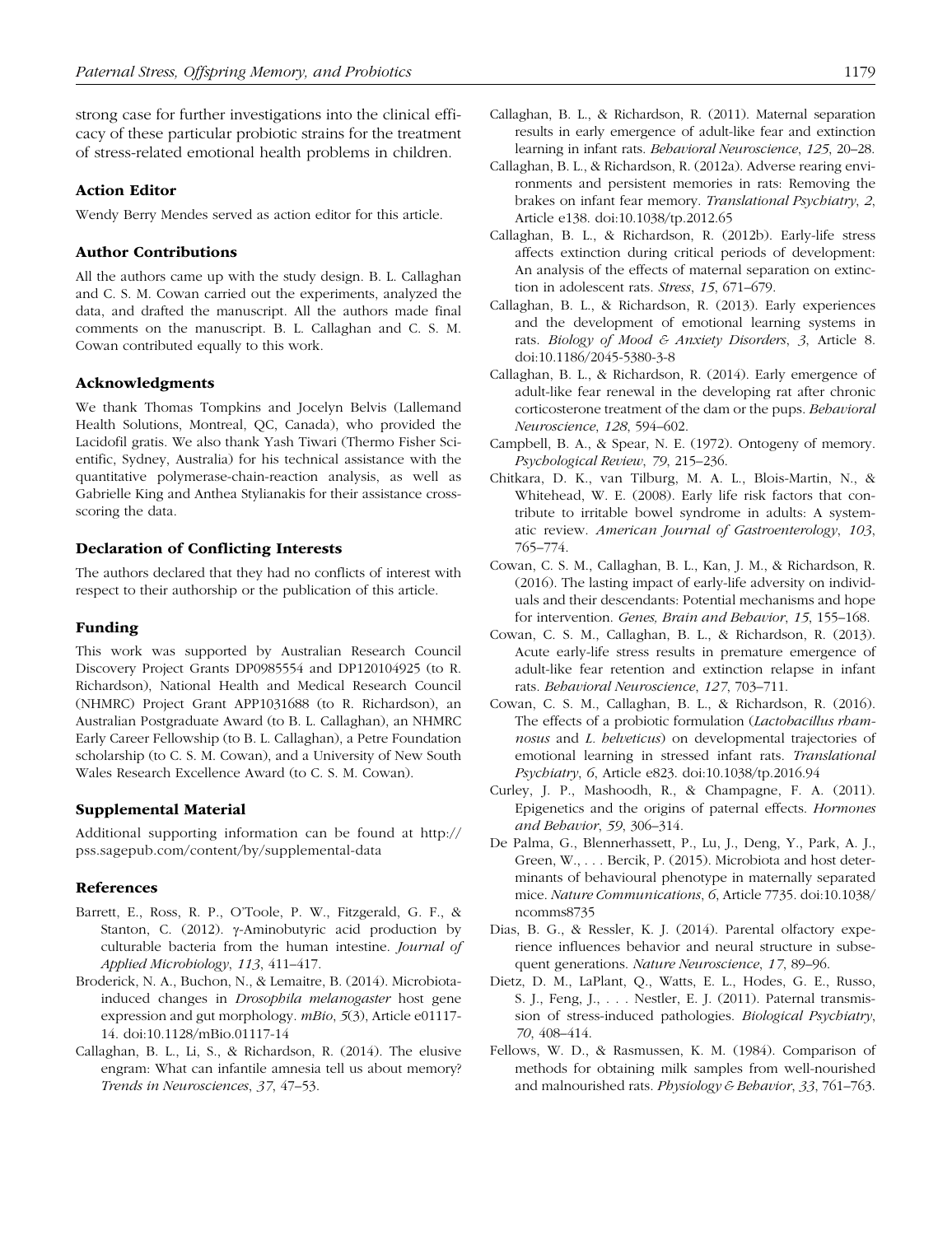strong case for further investigations into the clinical efficacy of these particular probiotic strains for the treatment of stress-related emotional health problems in children.

### Action Editor

Wendy Berry Mendes served as action editor for this article.

### Author Contributions

All the authors came up with the study design. B. L. Callaghan and C. S. M. Cowan carried out the experiments, analyzed the data, and drafted the manuscript. All the authors made final comments on the manuscript. B. L. Callaghan and C. S. M. Cowan contributed equally to this work.

### Acknowledgments

We thank Thomas Tompkins and Jocelyn Belvis (Lallemand Health Solutions, Montreal, QC, Canada), who provided the Lacidofil gratis. We also thank Yash Tiwari (Thermo Fisher Scientific, Sydney, Australia) for his technical assistance with the quantitative polymerase-chain-reaction analysis, as well as Gabrielle King and Anthea Stylianakis for their assistance cross-scoring the data.

### Declaration of Conflicting Interests

The authors declared that they had no conflicts of interest with respect to their authorship or the publication of this article.

### Funding

This work was supported by Australian Research Council Discovery Project Grants DP0985554 and DP120104925 (to R. Richardson), National Health and Medical Research Council (NHMRC) Project Grant APP1031688 (to R. Richardson), an Australian Postgraduate Award (to B. L. Callaghan), an NHMRC Early Career Fellowship (to B. L. Callaghan), a Petre Foundation scholarship (to C. S. M. Cowan), and a University of New South Wales Research Excellence Award (to C. S. M. Cowan).

### Supplemental Material

Additional supporting information can be found at http://pss.sagepub.com/content/by/supplemental-data

### References

Barrett, E., Ross, R. P., O'Toole, P. W., Fitzgerald, G. F., & Stanton, C. (2012). γ-Aminobutyric acid production by culturable bacteria from the human intestine. *Journal of Applied Microbiology*, *113*, 411–417.

Broderick, N. A., Buchon, N., & Lemaitre, B. (2014). Microbiota-induced changes in *Drosophila melanogaster* host gene expression and gut morphology. *mBio*, *5*(3), Article e01117-14. doi:10.1128/mBio.01117-14

Callaghan, B. L., Li, S., & Richardson, R. (2014). The elusive engram: What can infantile amnesia tell us about memory? *Trends in Neurosciences*, *37*, 47–53.

Callaghan, B. L., & Richardson, R. (2011). Maternal separation results in early emergence of adult-like fear and extinction learning in infant rats. *Behavioral Neuroscience*, *125*, 20–28.

Callaghan, B. L., & Richardson, R. (2012a). Adverse rearing environments and persistent memories in rats: Removing the brakes on infant fear memory. *Translational Psychiatry*, *2*, Article e138. doi:10.1038/tp.2012.65

Callaghan, B. L., & Richardson, R. (2012b). Early-life stress affects extinction during critical periods of development: An analysis of the effects of maternal separation on extinction in adolescent rats. *Stress*, *15*, 671–679.

Callaghan, B. L., & Richardson, R. (2013). Early experiences and the development of emotional learning systems in rats. *Biology of Mood & Anxiety Disorders*, *3*, Article 8. doi:10.1186/2045-5380-3-8

Callaghan, B. L., & Richardson, R. (2014). Early emergence of adult-like fear renewal in the developing rat after chronic corticosterone treatment of the dam or the pups. *Behavioral Neuroscience*, *128*, 594–602.

Campbell, B. A., & Spear, N. E. (1972). Ontogeny of memory. *Psychological Review*, *79*, 215–236.

Chitkara, D. K., van Tilburg, M. A. L., Blois-Martin, N., & Whitehead, W. E. (2008). Early life risk factors that contribute to irritable bowel syndrome in adults: A systematic review. *American Journal of Gastroenterology*, *103*, 765–774.

Cowan, C. S. M., Callaghan, B. L., Kan, J. M., & Richardson, R. (2016). The lasting impact of early-life adversity on individuals and their descendants: Potential mechanisms and hope for intervention. *Genes, Brain and Behavior*, *15*, 155–168.

Cowan, C. S. M., Callaghan, B. L., & Richardson, R. (2013). Acute early-life stress results in premature emergence of adult-like fear retention and extinction relapse in infant rats. *Behavioral Neuroscience*, *127*, 703–711.

Cowan, C. S. M., Callaghan, B. L., & Richardson, R. (2016). The effects of a probiotic formulation (*Lactobacillus rhamnosus* and *L. helveticus*) on developmental trajectories of emotional learning in stressed infant rats. *Translational Psychiatry*, *6*, Article e823. doi:10.1038/tp.2016.94

Curley, J. P., Mashoodh, R., & Champagne, F. A. (2011). Epigenetics and the origins of paternal effects. *Hormones and Behavior*, *59*, 306–314.

De Palma, G., Blennerhassett, P., Lu, J., Deng, Y., Park, A. J., Green, W., . . . Bercik, P. (2015). Microbiota and host determinants of behavioural phenotype in maternally separated mice. *Nature Communications*, *6*, Article 7735. doi:10.1038/ncomms8735

Dias, B. G., & Ressler, K. J. (2014). Parental olfactory experience influences behavior and neural structure in subsequent generations. *Nature Neuroscience*, *17*, 89–96.

Dietz, D. M., LaPlant, Q., Watts, E. L., Hodes, G. E., Russo, S. J., Feng, J., . . . Nestler, E. J. (2011). Paternal transmission of stress-induced pathologies. *Biological Psychiatry*, *70*, 408–414.

Fellows, W. D., & Rasmussen, K. M. (1984). Comparison of methods for obtaining milk samples from well-nourished and malnourished rats. *Physiology & Behavior*, *33*, 761–763.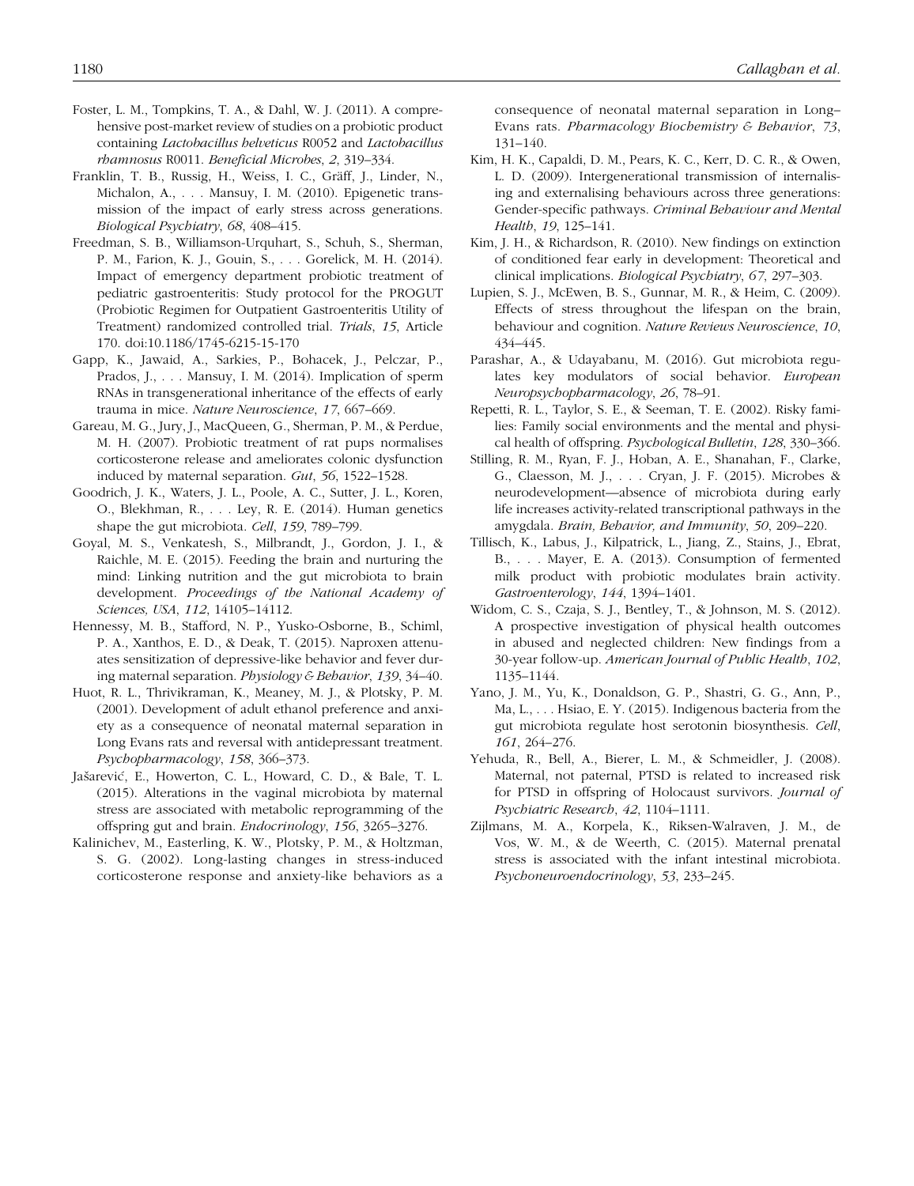Foster, L. M., Tompkins, T. A., & Dahl, W. J. (2011). A comprehensive post-market review of studies on a probiotic product containing *Lactobacillus helveticus* R0052 and *Lactobacillus rhamnosus* R0011. *Beneficial Microbes*, *2*, 319–334.

Franklin, T. B., Russig, H., Weiss, I. C., Gräff, J., Linder, N., Michalon, A., . . . Mansuy, I. M. (2010). Epigenetic transmission of the impact of early stress across generations. *Biological Psychiatry*, *68*, 408–415.

Freedman, S. B., Williamson-Urquhart, S., Schuh, S., Sherman, P. M., Farion, K. J., Gouin, S., . . . Gorelick, M. H. (2014). Impact of emergency department probiotic treatment of pediatric gastroenteritis: Study protocol for the PROGUT (Probiotic Regimen for Outpatient Gastroenteritis Utility of Treatment) randomized controlled trial. *Trials*, *15*, Article 170. doi:10.1186/1745-6215-15-170

Gapp, K., Jawaid, A., Sarkies, P., Bohacek, J., Pelczar, P., Prados, J., . . . Mansuy, I. M. (2014). Implication of sperm RNAs in transgenerational inheritance of the effects of early trauma in mice. *Nature Neuroscience*, *17*, 667–669.

Gareau, M. G., Jury, J., MacQueen, G., Sherman, P. M., & Perdue, M. H. (2007). Probiotic treatment of rat pups normalises corticosterone release and ameliorates colonic dysfunction induced by maternal separation. *Gut*, *56*, 1522–1528.

Goodrich, J. K., Waters, J. L., Poole, A. C., Sutter, J. L., Koren, O., Blekhman, R., . . . Ley, R. E. (2014). Human genetics shape the gut microbiota. *Cell*, *159*, 789–799.

Goyal, M. S., Venkatesh, S., Milbrandt, J., Gordon, J. I., & Raichle, M. E. (2015). Feeding the brain and nurturing the mind: Linking nutrition and the gut microbiota to brain development. *Proceedings of the National Academy of Sciences, USA*, *112*, 14105–14112.

Hennessy, M. B., Stafford, N. P., Yusko-Osborne, B., Schiml, P. A., Xanthos, E. D., & Deak, T. (2015). Naproxen attenuates sensitization of depressive-like behavior and fever during maternal separation. *Physiology & Behavior*, *139*, 34–40.

Huot, R. L., Thrivikraman, K., Meaney, M. J., & Plotsky, P. M. (2001). Development of adult ethanol preference and anxiety as a consequence of neonatal maternal separation in Long Evans rats and reversal with antidepressant treatment. *Psychopharmacology*, *158*, 366–373.

Jašarević, E., Howerton, C. L., Howard, C. D., & Bale, T. L. (2015). Alterations in the vaginal microbiota by maternal stress are associated with metabolic reprogramming of the offspring gut and brain. *Endocrinology*, *156*, 3265–3276.

Kalinichev, M., Easterling, K. W., Plotsky, P. M., & Holtzman, S. G. (2002). Long-lasting changes in stress-induced corticosterone response and anxiety-like behaviors as a consequence of neonatal maternal separation in Long–Evans rats. *Pharmacology Biochemistry & Behavior*, *73*, 131–140.

Kim, H. K., Capaldi, D. M., Pears, K. C., Kerr, D. C. R., & Owen, L. D. (2009). Intergenerational transmission of internalising and externalising behaviours across three generations: Gender-specific pathways. *Criminal Behaviour and Mental Health*, *19*, 125–141.

Kim, J. H., & Richardson, R. (2010). New findings on extinction of conditioned fear early in development: Theoretical and clinical implications. *Biological Psychiatry*, *67*, 297–303.

Lupien, S. J., McEwen, B. S., Gunnar, M. R., & Heim, C. (2009). Effects of stress throughout the lifespan on the brain, behaviour and cognition. *Nature Reviews Neuroscience*, *10*, 434–445.

Parashar, A., & Udayabanu, M. (2016). Gut microbiota regulates key modulators of social behavior. *European Neuropsychopharmacology*, *26*, 78–91.

Repetti, R. L., Taylor, S. E., & Seeman, T. E. (2002). Risky families: Family social environments and the mental and physical health of offspring. *Psychological Bulletin*, *128*, 330–366.

Stilling, R. M., Ryan, F. J., Hoban, A. E., Shanahan, F., Clarke, G., Claesson, M. J., . . . Cryan, J. F. (2015). Microbes & neurodevelopment—absence of microbiota during early life increases activity-related transcriptional pathways in the amygdala. *Brain, Behavior, and Immunity*, *50*, 209–220.

Tillisch, K., Labus, J., Kilpatrick, L., Jiang, Z., Stains, J., Ebrat, B., . . . Mayer, E. A. (2013). Consumption of fermented milk product with probiotic modulates brain activity. *Gastroenterology*, *144*, 1394–1401.

Widom, C. S., Czaja, S. J., Bentley, T., & Johnson, M. S. (2012). A prospective investigation of physical health outcomes in abused and neglected children: New findings from a 30-year follow-up. *American Journal of Public Health*, *102*, 1135–1144.

Yano, J. M., Yu, K., Donaldson, G. P., Shastri, G. G., Ann, P., Ma, L., . . . Hsiao, E. Y. (2015). Indigenous bacteria from the gut microbiota regulate host serotonin biosynthesis. *Cell*, *161*, 264–276.

Yehuda, R., Bell, A., Bierer, L. M., & Schmeidler, J. (2008). Maternal, not paternal, PTSD is related to increased risk for PTSD in offspring of Holocaust survivors. *Journal of Psychiatric Research*, *42*, 1104–1111.

Zijlmans, M. A., Korpela, K., Riksen-Walraven, J. M., de Vos, W. M., & de Weerth, C. (2015). Maternal prenatal stress is associated with the infant intestinal microbiota. *Psychoneuroendocrinology*, *53*, 233–245.